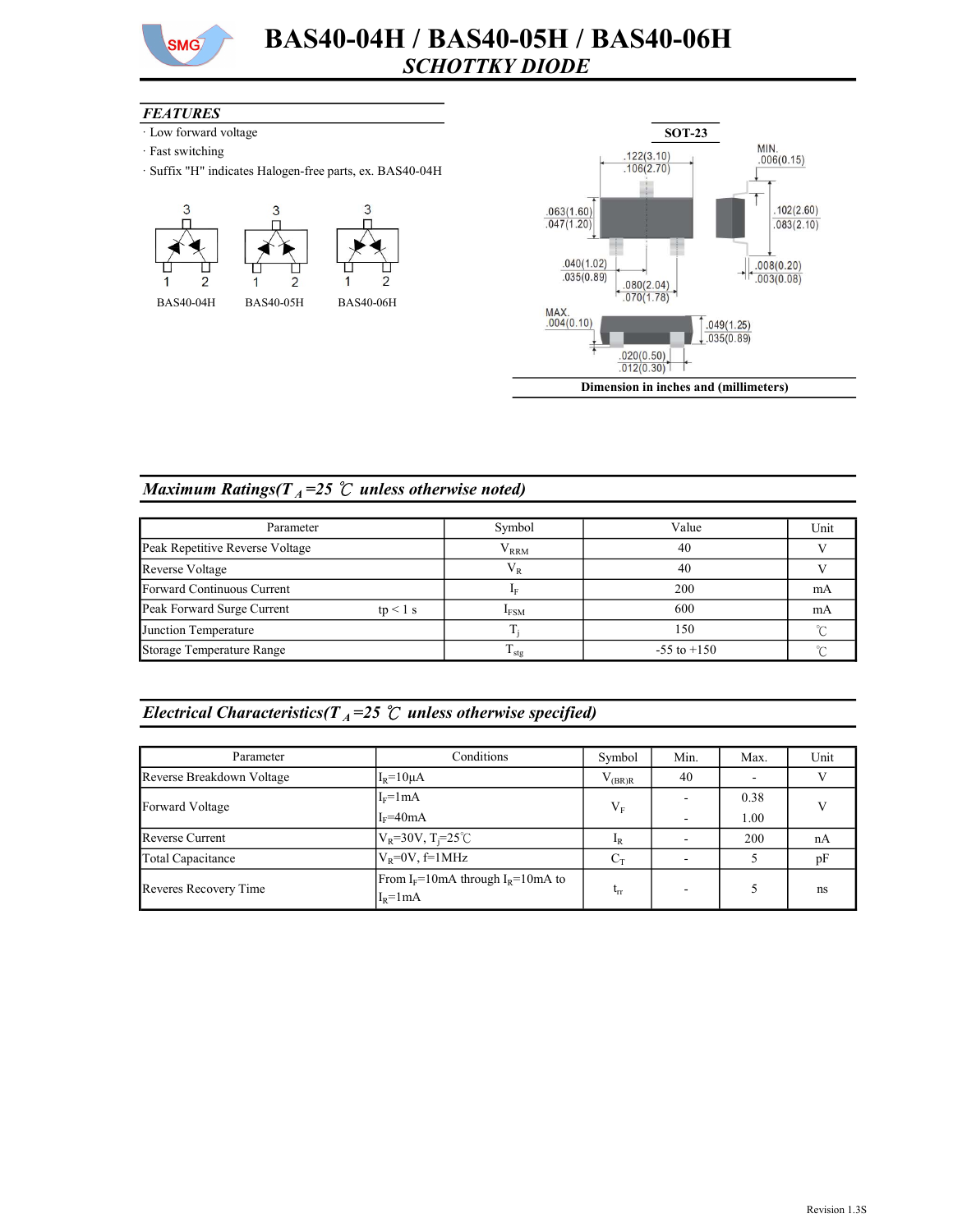# BAS40-04H / BAS40-05H / BAS40-06H

## SCHOTTKY DIODE

### FEATURES

- Low forward voltage
- Fast switching
- Suffix "H" indicates Halogen-free parts, ex. BAS40-04H

BAS40-04H BAS40-05H BAS40-06H

SOT-23

Dimension in inches and (millimeters)

### Maximum Ratings($T_A$=25 ℃ unless otherwise noted)

| Parameter | | Symbol | Value | Unit |
|---|---|---|---|---|
| Peak Repetitive Reverse Voltage | | $V_{RRM}$ | 40 | V |
| Reverse Voltage | | $V_R$ | 40 | V |
| Forward Continuous Current | | $I_F$ | 200 | mA |
| Peak Forward Surge Current | tp < 1 s | $I_{FSM}$ | 600 | mA |
| Junction Temperature | | $T_j$ | 150 | ℃ |
| Storage Temperature Range | | $T_{stg}$ | -55 to +150 | ℃ |

### Electrical Characteristics($T_A$=25 ℃ unless otherwise specified)

| Parameter | Conditions | Symbol | Min. | Max. | Unit |
|---|---|---|---|---|---|
| Reverse Breakdown Voltage | $I_R$=10μA | $V_{(BR)R}$ | 40 | - | V |
| Forward Voltage | $I_F$=1mA | $V_F$ | - | 0.38 | V |
| | $I_F$=40mA | | - | 1.00 | |
| Reverse Current | $V_R$=30V, $T_j$=25℃ | $I_R$ | - | 200 | nA |
| Total Capacitance | $V_R$=0V, f=1MHz | $C_T$ | - | 5 | pF |
| Reveres Recovery Time | From $I_F$=10mA through $I_R$=10mA to $I_R$=1mA | $t_{rr}$ | - | 5 | ns |

Revision 1.3S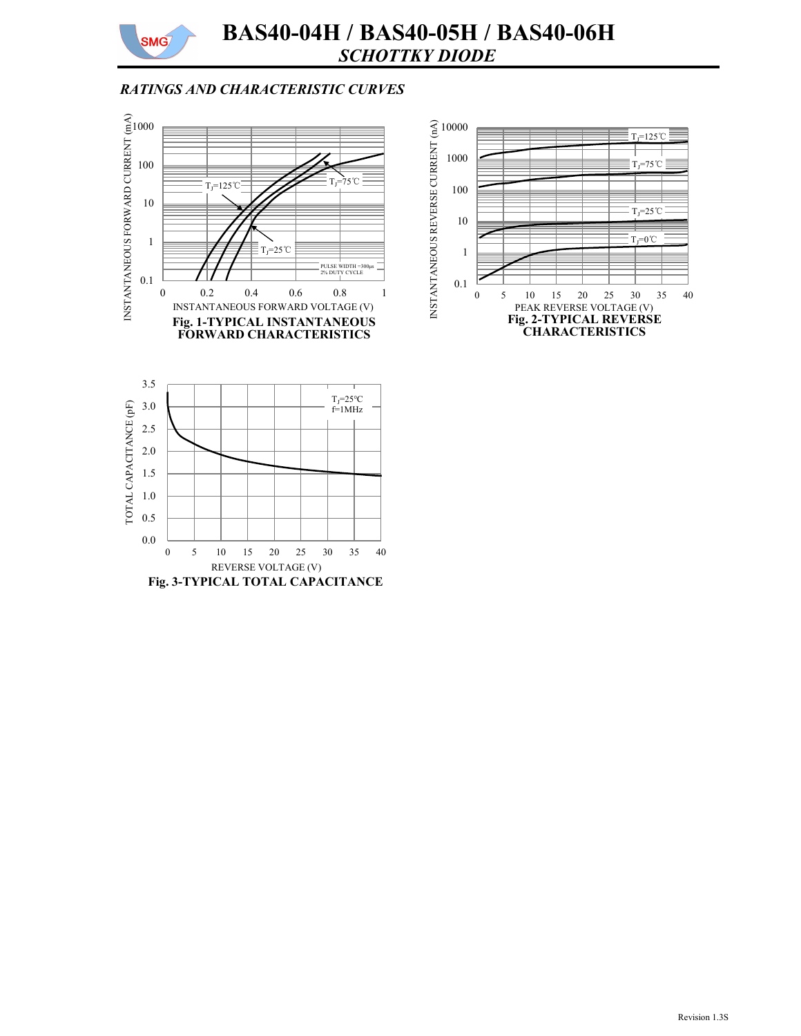## RATINGS AND CHARACTERISTIC CURVES

Fig. 1-TYPICAL INSTANTANEOUS FORWARD CHARACTERISTICS

Fig. 2-TYPICAL REVERSE CHARACTERISTICS

Fig. 3-TYPICAL TOTAL CAPACITANCE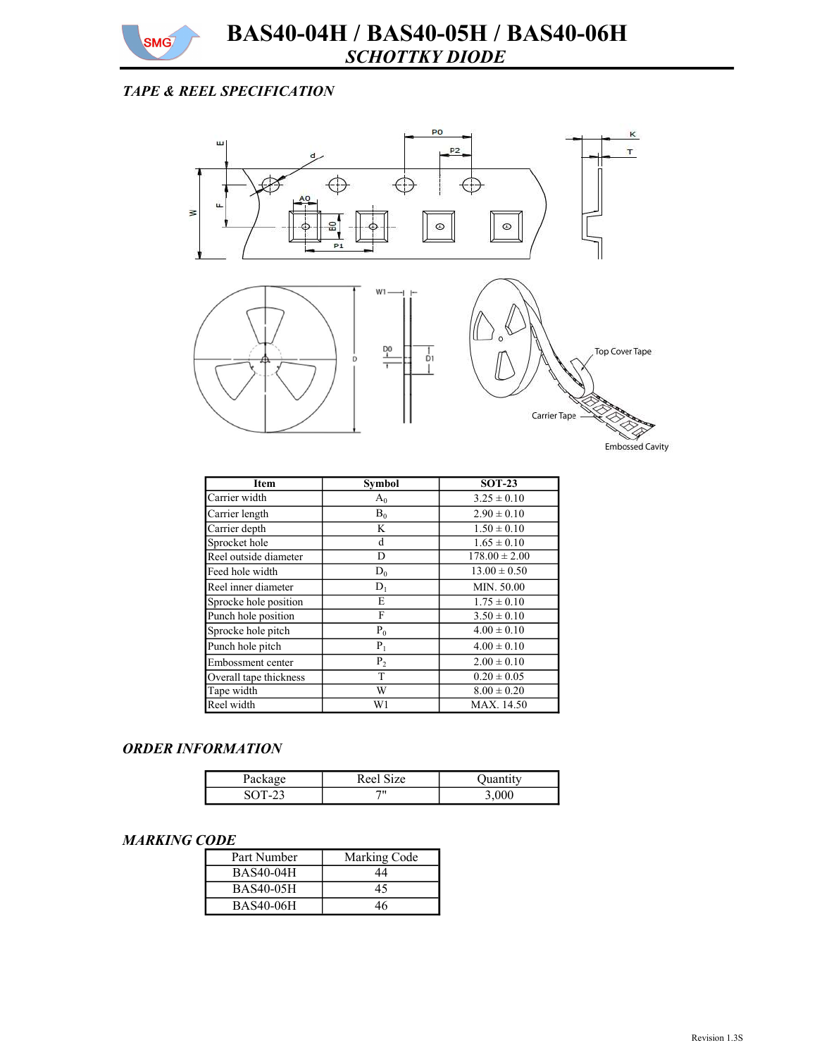# BAS40-04H / BAS40-05H / BAS40-06H

## *SCHOTTKY DIODE*

### *TAPE & REEL SPECIFICATION*

| Item | Symbol | SOT-23 |
|---|---|---|
| Carrier width | $A_0$ | 3.25 ± 0.10 |
| Carrier length | $B_0$ | 2.90 ± 0.10 |
| Carrier depth | K | 1.50 ± 0.10 |
| Sprocket hole | d | 1.65 ± 0.10 |
| Reel outside diameter | D | 178.00 ± 2.00 |
| Feed hole width | $D_0$ | 13.00 ± 0.50 |
| Reel inner diameter | $D_1$ | MIN. 50.00 |
| Sprocke hole position | E | 1.75 ± 0.10 |
| Punch hole position | F | 3.50 ± 0.10 |
| Sprocke hole pitch | $P_0$ | 4.00 ± 0.10 |
| Punch hole pitch | $P_1$ | 4.00 ± 0.10 |
| Embossment center | $P_2$ | 2.00 ± 0.10 |
| Overall tape thickness | T | 0.20 ± 0.05 |
| Tape width | W | 8.00 ± 0.20 |
| Reel width | W1 | MAX. 14.50 |

### *ORDER INFORMATION*

| Package | Reel Size | Quantity |
|---|---|---|
| SOT-23 | 7" | 3,000 |

### *MARKING CODE*

| Part Number | Marking Code |
|---|---|
| BAS40-04H | 44 |
| BAS40-05H | 45 |
| BAS40-06H | 46 |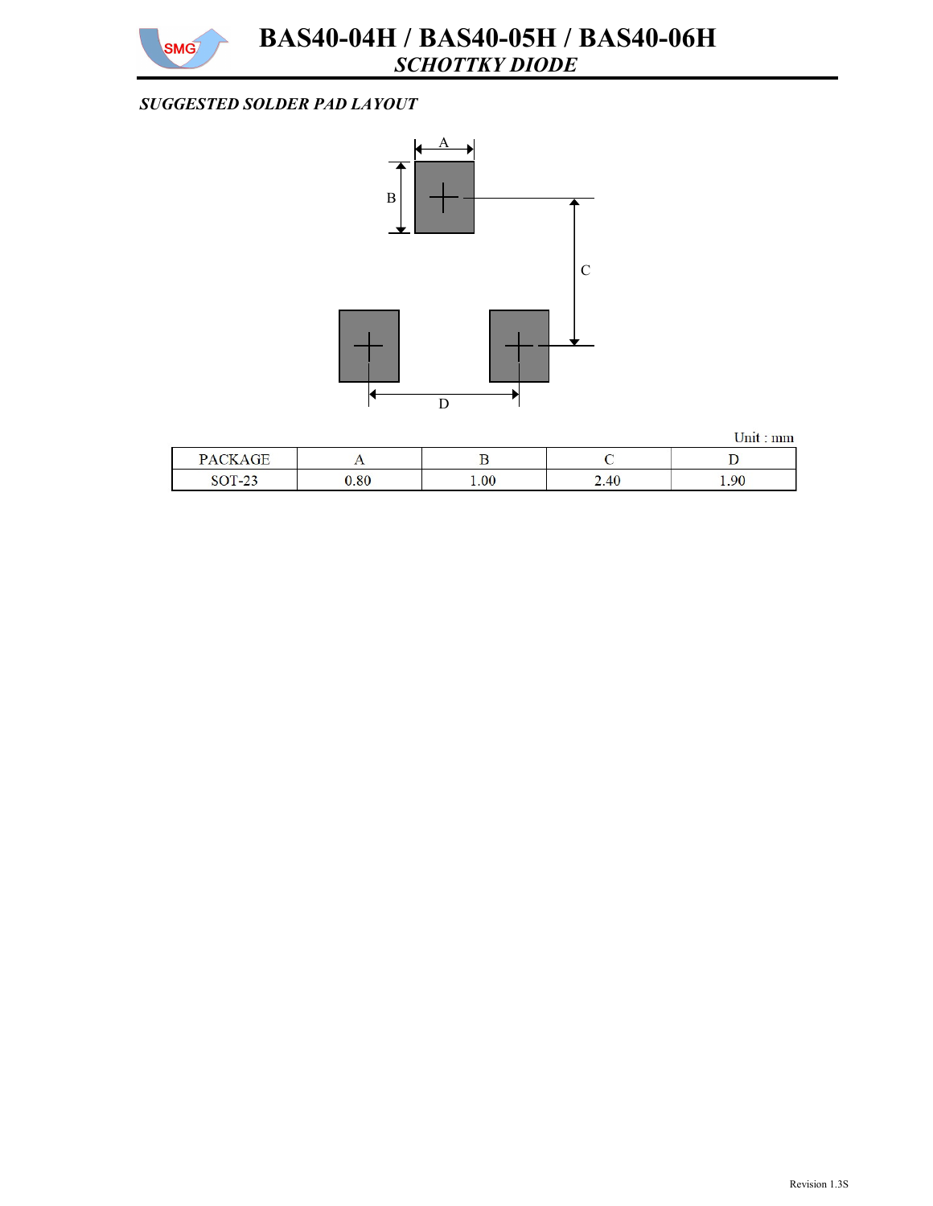## *SUGGESTED SOLDER PAD LAYOUT*

A

B

C

D

Unit : mm

| PACKAGE | A | B | C | D |
|---|---|---|---|---|
| SOT-23 | 0.80 | 1.00 | 2.40 | 1.90 |

Revision 1.3S